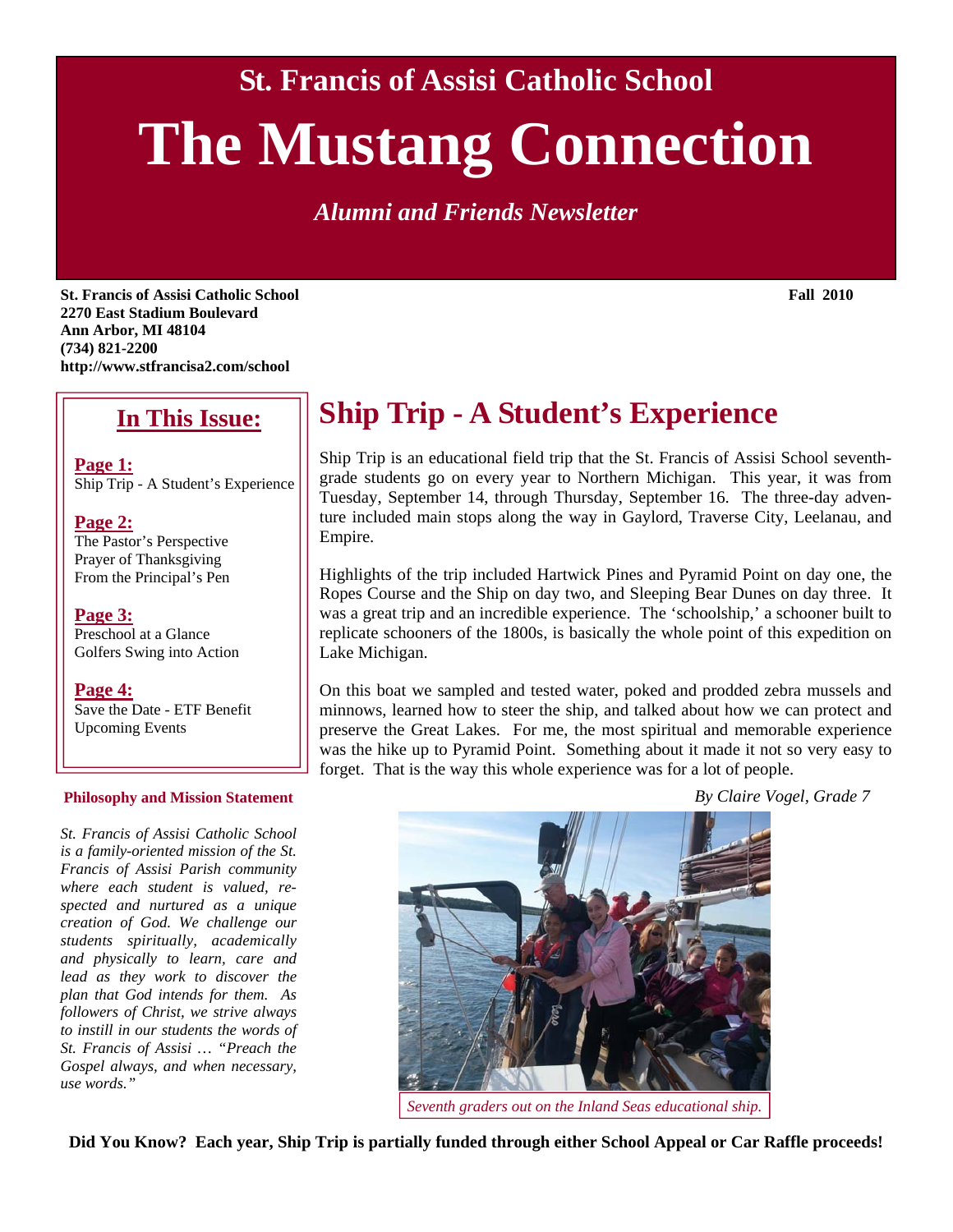St. Francis of Assisi Catholic School

# The Mustang Connection

*Alumni and Friends Newsletter*

**St. Francis of Assisi Catholic School**
**2270 East Stadium Boulevard**
**Ann Arbor, MI 48104**
**(734) 821-2200**
**http://www.stfrancisa2.com/school**

**Fall 2010**

## In This Issue:

**Page 1:**
Ship Trip - A Student's Experience

**Page 2:**
The Pastor's Perspective
Prayer of Thanksgiving
From the Principal's Pen

**Page 3:**
Preschool at a Glance
Golfers Swing into Action

**Page 4:**
Save the Date - ETF Benefit
Upcoming Events

**Philosophy and Mission Statement**

*St. Francis of Assisi Catholic School is a family-oriented mission of the St. Francis of Assisi Parish community where each student is valued, respected and nurtured as a unique creation of God. We challenge our students spiritually, academically and physically to learn, care and lead as they work to discover the plan that God intends for them. As followers of Christ, we strive always to instill in our students the words of St. Francis of Assisi … "Preach the Gospel always, and when necessary, use words."*

## Ship Trip - A Student's Experience

Ship Trip is an educational field trip that the St. Francis of Assisi School seventh-grade students go on every year to Northern Michigan. This year, it was from Tuesday, September 14, through Thursday, September 16. The three-day adventure included main stops along the way in Gaylord, Traverse City, Leelanau, and Empire.

Highlights of the trip included Hartwick Pines and Pyramid Point on day one, the Ropes Course and the Ship on day two, and Sleeping Bear Dunes on day three. It was a great trip and an incredible experience. The 'schoolship,' a schooner built to replicate schooners of the 1800s, is basically the whole point of this expedition on Lake Michigan.

On this boat we sampled and tested water, poked and prodded zebra mussels and minnows, learned how to steer the ship, and talked about how we can protect and preserve the Great Lakes. For me, the most spiritual and memorable experience was the hike up to Pyramid Point. Something about it made it not so very easy to forget. That is the way this whole experience was for a lot of people.

*By Claire Vogel, Grade 7*

*Seventh graders out on the Inland Seas educational ship.*

**Did You Know? Each year, Ship Trip is partially funded through either School Appeal or Car Raffle proceeds!**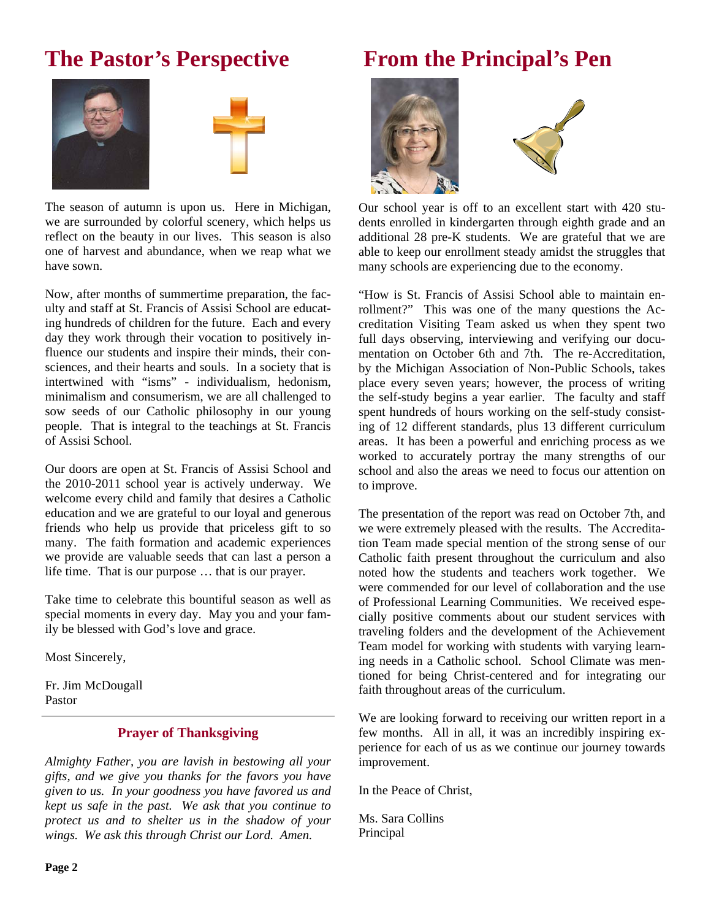## The Pastor's Perspective

The season of autumn is upon us. Here in Michigan, we are surrounded by colorful scenery, which helps us reflect on the beauty in our lives. This season is also one of harvest and abundance, when we reap what we have sown.

Now, after months of summertime preparation, the faculty and staff at St. Francis of Assisi School are educating hundreds of children for the future. Each and every day they work through their vocation to positively influence our students and inspire their minds, their consciences, and their hearts and souls. In a society that is intertwined with "isms" - individualism, hedonism, minimalism and consumerism, we are all challenged to sow seeds of our Catholic philosophy in our young people. That is integral to the teachings at St. Francis of Assisi School.

Our doors are open at St. Francis of Assisi School and the 2010-2011 school year is actively underway. We welcome every child and family that desires a Catholic education and we are grateful to our loyal and generous friends who help us provide that priceless gift to so many. The faith formation and academic experiences we provide are valuable seeds that can last a person a life time. That is our purpose … that is our prayer.

Take time to celebrate this bountiful season as well as special moments in every day. May you and your family be blessed with God's love and grace.

Most Sincerely,

Fr. Jim McDougall
Pastor

---

### Prayer of Thanksgiving

*Almighty Father, you are lavish in bestowing all your gifts, and we give you thanks for the favors you have given to us. In your goodness you have favored us and kept us safe in the past. We ask that you continue to protect us and to shelter us in the shadow of your wings. We ask this through Christ our Lord. Amen.*

## From the Principal's Pen

Our school year is off to an excellent start with 420 students enrolled in kindergarten through eighth grade and an additional 28 pre-K students. We are grateful that we are able to keep our enrollment steady amidst the struggles that many schools are experiencing due to the economy.

"How is St. Francis of Assisi School able to maintain enrollment?" This was one of the many questions the Accreditation Visiting Team asked us when they spent two full days observing, interviewing and verifying our documentation on October 6th and 7th. The re-Accreditation, by the Michigan Association of Non-Public Schools, takes place every seven years; however, the process of writing the self-study begins a year earlier. The faculty and staff spent hundreds of hours working on the self-study consisting of 12 different standards, plus 13 different curriculum areas. It has been a powerful and enriching process as we worked to accurately portray the many strengths of our school and also the areas we need to focus our attention on to improve.

The presentation of the report was read on October 7th, and we were extremely pleased with the results. The Accreditation Team made special mention of the strong sense of our Catholic faith present throughout the curriculum and also noted how the students and teachers work together. We were commended for our level of collaboration and the use of Professional Learning Communities. We received especially positive comments about our student services with traveling folders and the development of the Achievement Team model for working with students with varying learning needs in a Catholic school. School Climate was mentioned for being Christ-centered and for integrating our faith throughout areas of the curriculum.

We are looking forward to receiving our written report in a few months. All in all, it was an incredibly inspiring experience for each of us as we continue our journey towards improvement.

In the Peace of Christ,

Ms. Sara Collins
Principal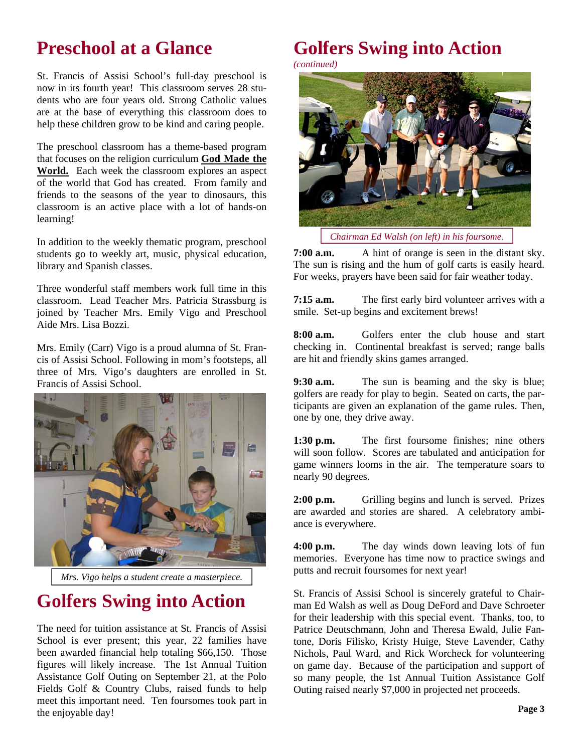# Preschool at a Glance

St. Francis of Assisi School's full-day preschool is now in its fourth year! This classroom serves 28 students who are four years old. Strong Catholic values are at the base of everything this classroom does to help these children grow to be kind and caring people.

The preschool classroom has a theme-based program that focuses on the religion curriculum **God Made the World.** Each week the classroom explores an aspect of the world that God has created. From family and friends to the seasons of the year to dinosaurs, this classroom is an active place with a lot of hands-on learning!

In addition to the weekly thematic program, preschool students go to weekly art, music, physical education, library and Spanish classes.

Three wonderful staff members work full time in this classroom. Lead Teacher Mrs. Patricia Strassburg is joined by Teacher Mrs. Emily Vigo and Preschool Aide Mrs. Lisa Bozzi.

Mrs. Emily (Carr) Vigo is a proud alumna of St. Francis of Assisi School. Following in mom's footsteps, all three of Mrs. Vigo's daughters are enrolled in St. Francis of Assisi School.

*Mrs. Vigo helps a student create a masterpiece.*

# Golfers Swing into Action

The need for tuition assistance at St. Francis of Assisi School is ever present; this year, 22 families have been awarded financial help totaling $66,150. Those figures will likely increase. The 1st Annual Tuition Assistance Golf Outing on September 21, at the Polo Fields Golf & Country Clubs, raised funds to help meet this important need. Ten foursomes took part in the enjoyable day!

# Golfers Swing into Action

*(continued)*

*Chairman Ed Walsh (on left) in his foursome.*

**7:00 a.m.** A hint of orange is seen in the distant sky. The sun is rising and the hum of golf carts is easily heard. For weeks, prayers have been said for fair weather today.

**7:15 a.m.** The first early bird volunteer arrives with a smile. Set-up begins and excitement brews!

**8:00 a.m.** Golfers enter the club house and start checking in. Continental breakfast is served; range balls are hit and friendly skins games arranged.

**9:30 a.m.** The sun is beaming and the sky is blue; golfers are ready for play to begin. Seated on carts, the participants are given an explanation of the game rules. Then, one by one, they drive away.

**1:30 p.m.** The first foursome finishes; nine others will soon follow. Scores are tabulated and anticipation for game winners looms in the air. The temperature soars to nearly 90 degrees.

**2:00 p.m.** Grilling begins and lunch is served. Prizes are awarded and stories are shared. A celebratory ambiance is everywhere.

**4:00 p.m.** The day winds down leaving lots of fun memories. Everyone has time now to practice swings and putts and recruit foursomes for next year!

St. Francis of Assisi School is sincerely grateful to Chairman Ed Walsh as well as Doug DeFord and Dave Schroeter for their leadership with this special event. Thanks, too, to Patrice Deutschmann, John and Theresa Ewald, Julie Fantone, Doris Filisko, Kristy Huige, Steve Lavender, Cathy Nichols, Paul Ward, and Rick Worcheck for volunteering on game day. Because of the participation and support of so many people, the 1st Annual Tuition Assistance Golf Outing raised nearly $7,000 in projected net proceeds.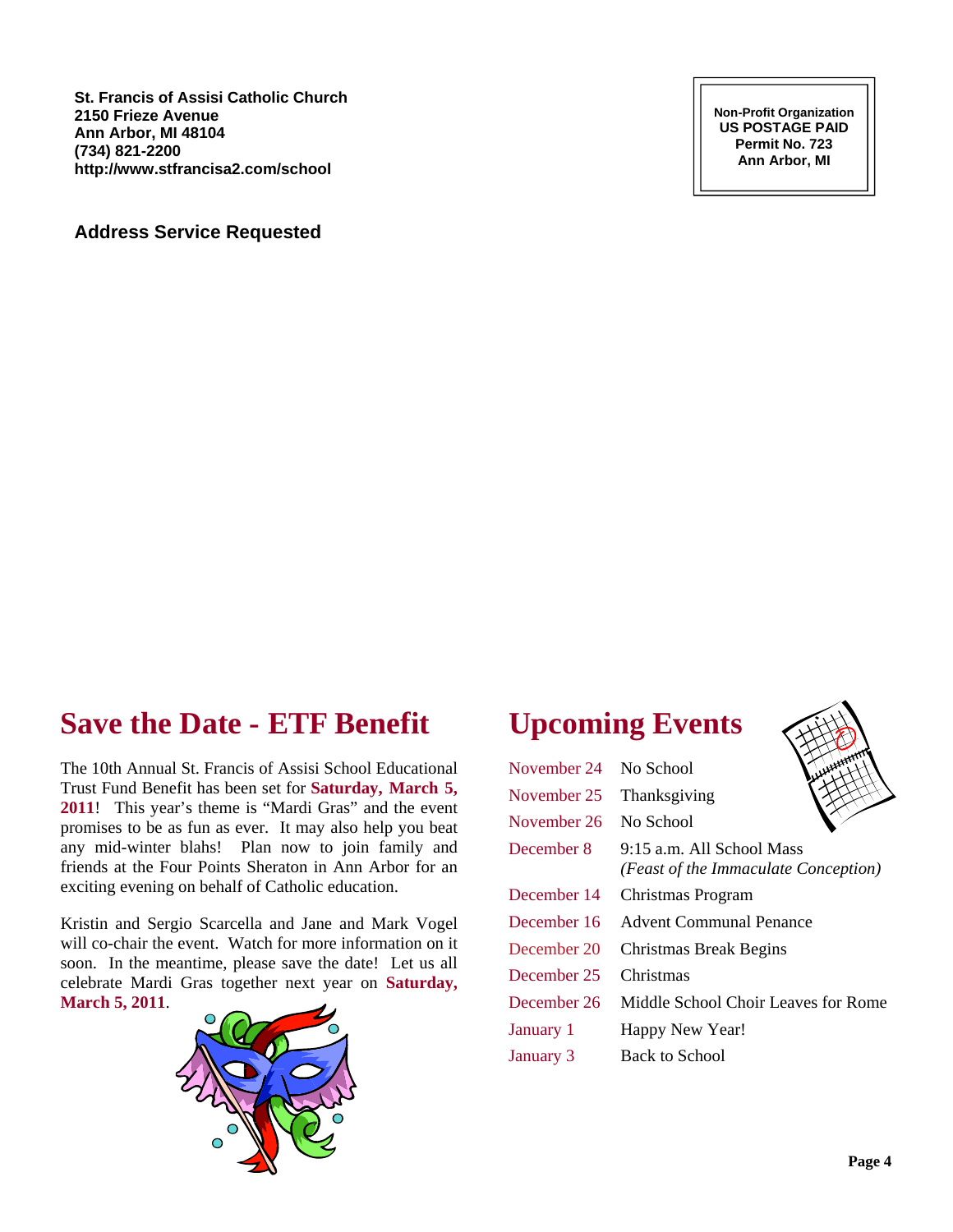**St. Francis of Assisi Catholic Church**
**2150 Frieze Avenue**
**Ann Arbor, MI 48104**
**(734) 821-2200**
**http://www.stfrancisa2.com/school**

**Non-Profit Organization**
**US POSTAGE PAID**
**Permit No. 723**
**Ann Arbor, MI**

**Address Service Requested**

## Save the Date - ETF Benefit

The 10th Annual St. Francis of Assisi School Educational Trust Fund Benefit has been set for **Saturday, March 5, 2011**! This year's theme is "Mardi Gras" and the event promises to be as fun as ever. It may also help you beat any mid-winter blahs! Plan now to join family and friends at the Four Points Sheraton in Ann Arbor for an exciting evening on behalf of Catholic education.

Kristin and Sergio Scarcella and Jane and Mark Vogel will co-chair the event. Watch for more information on it soon. In the meantime, please save the date! Let us all celebrate Mardi Gras together next year on **Saturday, March 5, 2011**.

## Upcoming Events

| | |
|---|---|
| November 24 | No School |
| November 25 | Thanksgiving |
| November 26 | No School |
| December 8 | 9:15 a.m. All School Mass *(Feast of the Immaculate Conception)* |
| December 14 | Christmas Program |
| December 16 | Advent Communal Penance |
| December 20 | Christmas Break Begins |
| December 25 | Christmas |
| December 26 | Middle School Choir Leaves for Rome |
| January 1 | Happy New Year! |
| January 3 | Back to School |